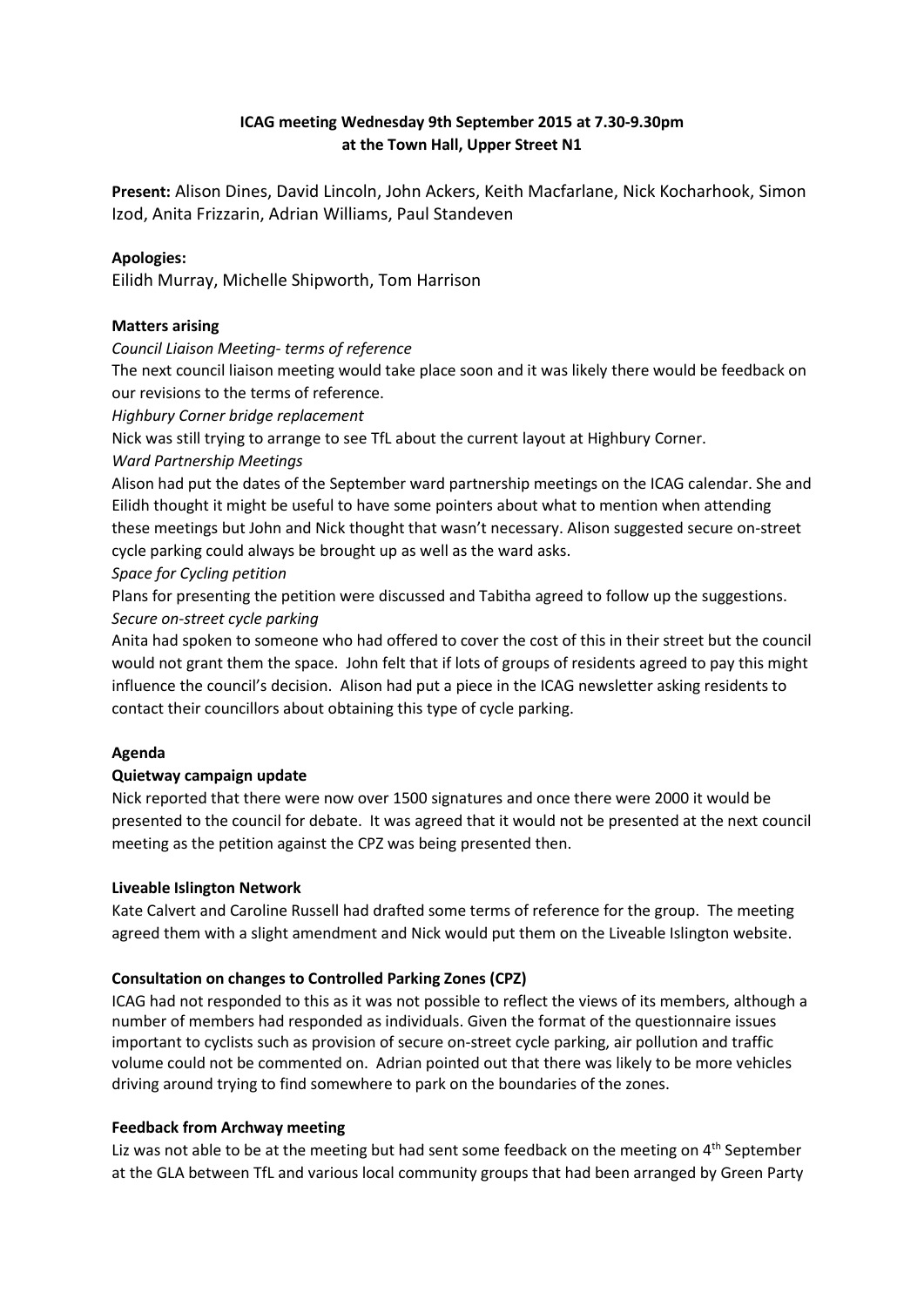**ICAG meeting Wednesday 9th September 2015 at 7.30-9.30pm at the Town Hall, Upper Street N1**

**Present:** Alison Dines, David Lincoln, John Ackers, Keith Macfarlane, Nick Kocharhook, Simon Izod, Anita Frizzarin, Adrian Williams, Paul Standeven

**Apologies:**
Eilidh Murray, Michelle Shipworth, Tom Harrison

**Matters arising**

*Council Liaison Meeting- terms of reference*
The next council liaison meeting would take place soon and it was likely there would be feedback on our revisions to the terms of reference.

*Highbury Corner bridge replacement*
Nick was still trying to arrange to see TfL about the current layout at Highbury Corner.

*Ward Partnership Meetings*
Alison had put the dates of the September ward partnership meetings on the ICAG calendar. She and Eilidh thought it might be useful to have some pointers about what to mention when attending these meetings but John and Nick thought that wasn't necessary. Alison suggested secure on-street cycle parking could always be brought up as well as the ward asks.

*Space for Cycling petition*
Plans for presenting the petition were discussed and Tabitha agreed to follow up the suggestions.

*Secure on-street cycle parking*
Anita had spoken to someone who had offered to cover the cost of this in their street but the council would not grant them the space. John felt that if lots of groups of residents agreed to pay this might influence the council's decision. Alison had put a piece in the ICAG newsletter asking residents to contact their councillors about obtaining this type of cycle parking.

**Agenda**

**Quietway campaign update**
Nick reported that there were now over 1500 signatures and once there were 2000 it would be presented to the council for debate. It was agreed that it would not be presented at the next council meeting as the petition against the CPZ was being presented then.

**Liveable Islington Network**
Kate Calvert and Caroline Russell had drafted some terms of reference for the group. The meeting agreed them with a slight amendment and Nick would put them on the Liveable Islington website.

**Consultation on changes to Controlled Parking Zones (CPZ)**
ICAG had not responded to this as it was not possible to reflect the views of its members, although a number of members had responded as individuals. Given the format of the questionnaire issues important to cyclists such as provision of secure on-street cycle parking, air pollution and traffic volume could not be commented on. Adrian pointed out that there was likely to be more vehicles driving around trying to find somewhere to park on the boundaries of the zones.

**Feedback from Archway meeting**
Liz was not able to be at the meeting but had sent some feedback on the meeting on 4th September at the GLA between TfL and various local community groups that had been arranged by Green Party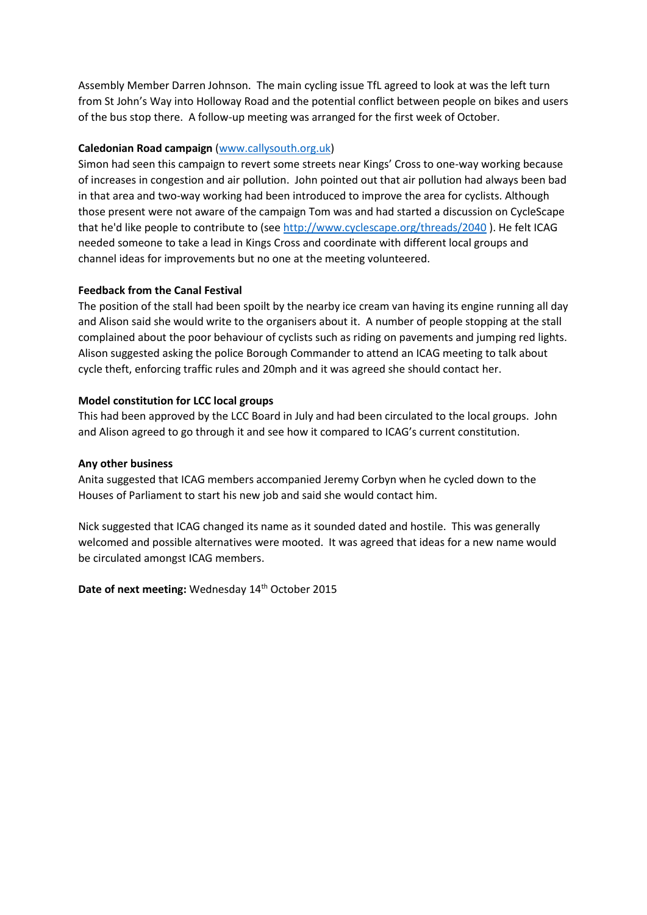Assembly Member Darren Johnson. The main cycling issue TfL agreed to look at was the left turn from St John's Way into Holloway Road and the potential conflict between people on bikes and users of the bus stop there. A follow-up meeting was arranged for the first week of October.

**Caledonian Road campaign** ([www.callysouth.org.uk](www.callysouth.org.uk))

Simon had seen this campaign to revert some streets near Kings' Cross to one-way working because of increases in congestion and air pollution. John pointed out that air pollution had always been bad in that area and two-way working had been introduced to improve the area for cyclists. Although those present were not aware of the campaign Tom was and had started a discussion on CycleScape that he'd like people to contribute to (see [http://www.cyclescape.org/threads/2040](http://www.cyclescape.org/threads/2040) ). He felt ICAG needed someone to take a lead in Kings Cross and coordinate with different local groups and channel ideas for improvements but no one at the meeting volunteered.

**Feedback from the Canal Festival**

The position of the stall had been spoilt by the nearby ice cream van having its engine running all day and Alison said she would write to the organisers about it. A number of people stopping at the stall complained about the poor behaviour of cyclists such as riding on pavements and jumping red lights. Alison suggested asking the police Borough Commander to attend an ICAG meeting to talk about cycle theft, enforcing traffic rules and 20mph and it was agreed she should contact her.

**Model constitution for LCC local groups**

This had been approved by the LCC Board in July and had been circulated to the local groups. John and Alison agreed to go through it and see how it compared to ICAG's current constitution.

**Any other business**

Anita suggested that ICAG members accompanied Jeremy Corbyn when he cycled down to the Houses of Parliament to start his new job and said she would contact him.

Nick suggested that ICAG changed its name as it sounded dated and hostile. This was generally welcomed and possible alternatives were mooted. It was agreed that ideas for a new name would be circulated amongst ICAG members.

**Date of next meeting:** Wednesday 14th October 2015